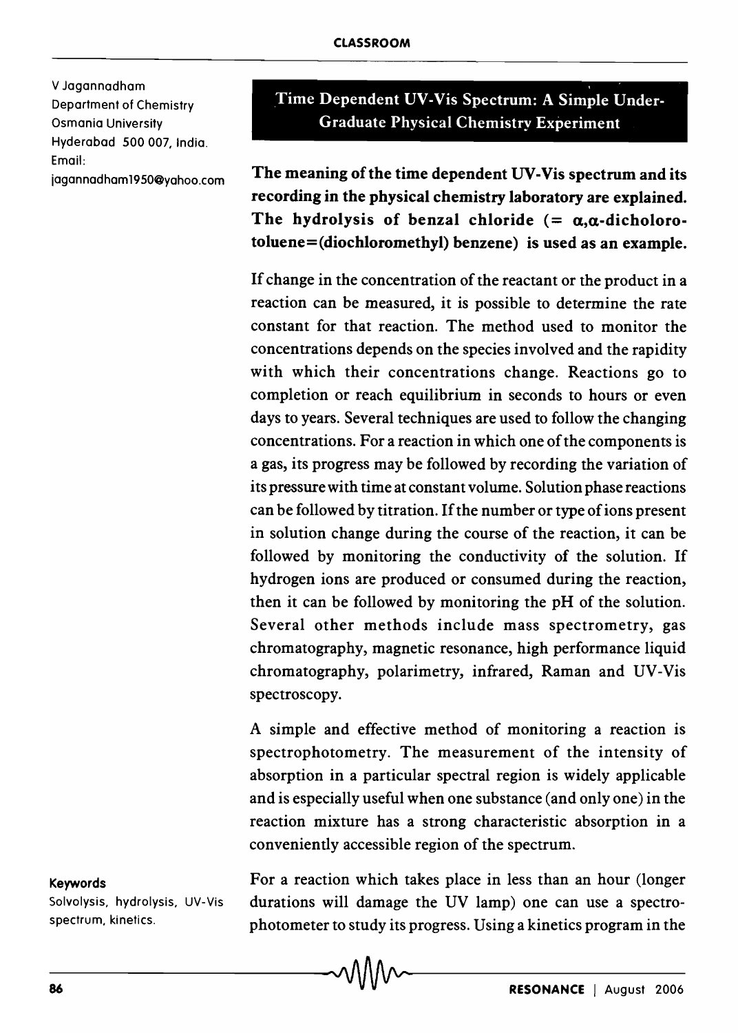V Jagannadham
Department of Chemistry
Osmania University
Hyderabad 500 007, India.
Email:
jagannadham1950@yahoo.com

# Time Dependent UV-Vis Spectrum: A Simple Under-Graduate Physical Chemistry Experiment

**The meaning of the time dependent UV-Vis spectrum and its recording in the physical chemistry laboratory are explained. The hydrolysis of benzal chloride (= α,α-dicholoro-toluene=(diochloromethyl) benzene) is used as an example.**

If change in the concentration of the reactant or the product in a reaction can be measured, it is possible to determine the rate constant for that reaction. The method used to monitor the concentrations depends on the species involved and the rapidity with which their concentrations change. Reactions go to completion or reach equilibrium in seconds to hours or even days to years. Several techniques are used to follow the changing concentrations. For a reaction in which one of the components is a gas, its progress may be followed by recording the variation of its pressure with time at constant volume. Solution phase reactions can be followed by titration. If the number or type of ions present in solution change during the course of the reaction, it can be followed by monitoring the conductivity of the solution. If hydrogen ions are produced or consumed during the reaction, then it can be followed by monitoring the pH of the solution. Several other methods include mass spectrometry, gas chromatography, magnetic resonance, high performance liquid chromatography, polarimetry, infrared, Raman and UV-Vis spectroscopy.

A simple and effective method of monitoring a reaction is spectrophotometry. The measurement of the intensity of absorption in a particular spectral region is widely applicable and is especially useful when one substance (and only one) in the reaction mixture has a strong characteristic absorption in a conveniently accessible region of the spectrum.

**Keywords**
Solvolysis, hydrolysis, UV-Vis spectrum, kinetics.

For a reaction which takes place in less than an hour (longer durations will damage the UV lamp) one can use a spectrophotometer to study its progress. Using a kinetics program in the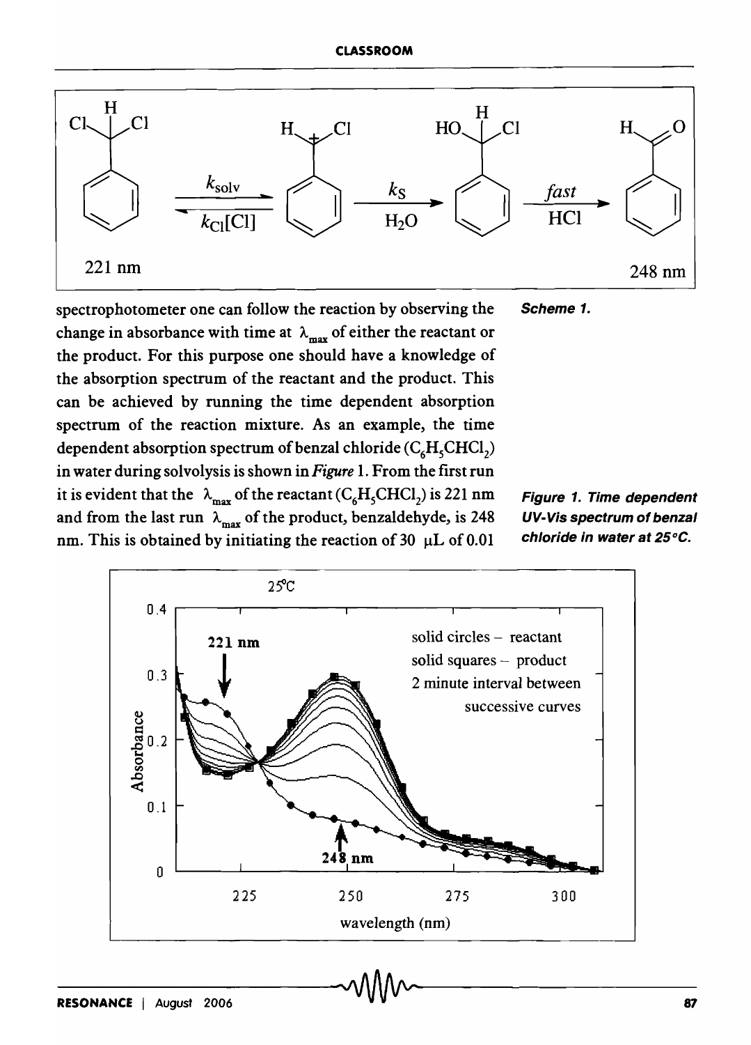Scheme 1.

spectrophotometer one can follow the reaction by observing the change in absorbance with time at $\lambda_{max}$ of either the reactant or the product. For this purpose one should have a knowledge of the absorption spectrum of the reactant and the product. This can be achieved by running the time dependent absorption spectrum of the reaction mixture. As an example, the time dependent absorption spectrum of benzal chloride ($C_6H_5CHCl_2$) in water during solvolysis is shown in *Figure* 1. From the first run it is evident that the $\lambda_{max}$ of the reactant ($C_6H_5CHCl_2$) is 221 nm and from the last run $\lambda_{max}$ of the product, benzaldehyde, is 248 nm. This is obtained by initiating the reaction of 30 μL of 0.01

**Figure 1. Time dependent UV-Vis spectrum of benzal chloride in water at 25°C.**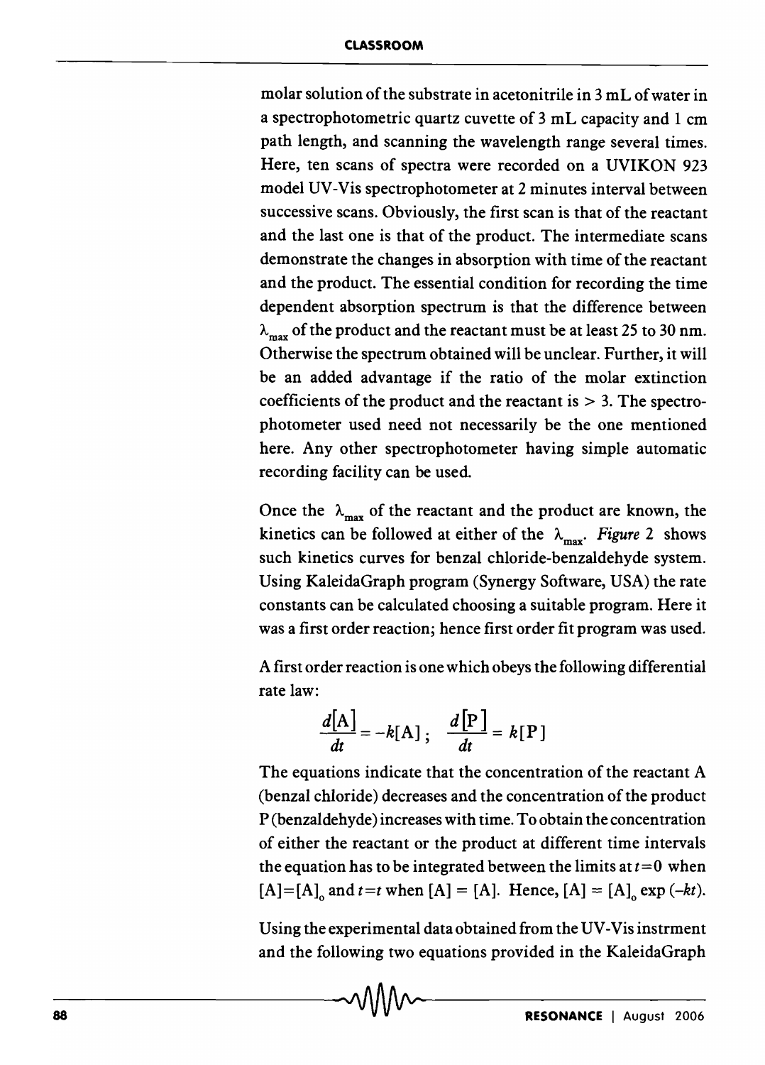molar solution of the substrate in acetonitrile in 3 mL of water in a spectrophotometric quartz cuvette of 3 mL capacity and 1 cm path length, and scanning the wavelength range several times. Here, ten scans of spectra were recorded on a UVIKON 923 model UV-Vis spectrophotometer at 2 minutes interval between successive scans. Obviously, the first scan is that of the reactant and the last one is that of the product. The intermediate scans demonstrate the changes in absorption with time of the reactant and the product. The essential condition for recording the time dependent absorption spectrum is that the difference between $\lambda_{max}$ of the product and the reactant must be at least 25 to 30 nm. Otherwise the spectrum obtained will be unclear. Further, it will be an added advantage if the ratio of the molar extinction coefficients of the product and the reactant is > 3. The spectrophotometer used need not necessarily be the one mentioned here. Any other spectrophotometer having simple automatic recording facility can be used.

Once the $\lambda_{max}$ of the reactant and the product are known, the kinetics can be followed at either of the $\lambda_{max}$. *Figure* 2 shows such kinetics curves for benzal chloride-benzaldehyde system. Using KaleidaGraph program (Synergy Software, USA) the rate constants can be calculated choosing a suitable program. Here it was a first order reaction; hence first order fit program was used.

A first order reaction is one which obeys the following differential rate law:

$$\frac{d[\mathrm{A}]}{dt} = -k[\mathrm{A}]\,; \quad \frac{d[\mathrm{P}]}{dt} = k[\mathrm{P}]$$

The equations indicate that the concentration of the reactant A (benzal chloride) decreases and the concentration of the product P (benzaldehyde) increases with time. To obtain the concentration of either the reactant or the product at different time intervals the equation has to be integrated between the limits at $t=0$ when $[\mathrm{A}]=[\mathrm{A}]_0$ and $t=t$ when $[\mathrm{A}] = [\mathrm{A}]$. Hence, $[\mathrm{A}] = [\mathrm{A}]_0 \exp(-kt)$.

Using the experimental data obtained from the UV-Vis instrment and the following two equations provided in the KaleidaGraph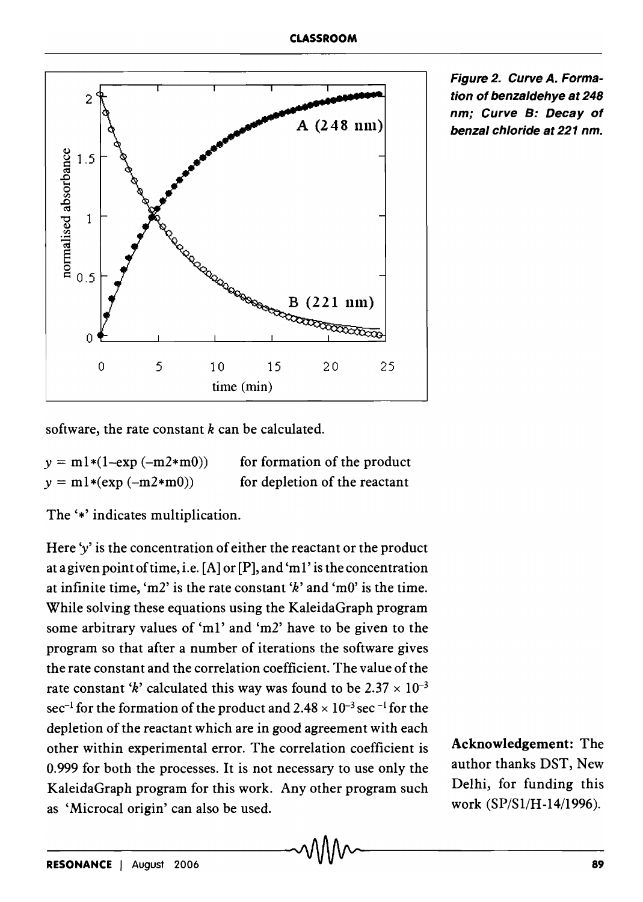2
1.5
1
0.5
0

normalised absorbance

0 5 10 15 20 25

time (min)

A (248 nm)

B (221 nm)

***Figure 2. Curve A. Formation of benzaldehye at 248 nm; Curve B: Decay of benzal chloride at 221 nm.***

software, the rate constant $k$ can be calculated.

| | |
|---|---|
| $y$ = m1*(1–exp (–m2*m0)) | for formation of the product |
| $y$ = m1*(exp (–m2*m0)) | for depletion of the reactant |

The '*' indicates multiplication.

Here '$y$' is the concentration of either the reactant or the product at a given point of time, i.e. [A] or [P], and 'm1' is the concentration at infinite time, 'm2' is the rate constant '$k$' and 'm0' is the time. While solving these equations using the KaleidaGraph program some arbitrary values of 'm1' and 'm2' have to be given to the program so that after a number of iterations the software gives the rate constant and the correlation coefficient. The value of the rate constant '$k$' calculated this way was found to be $2.37 \times 10^{-3}$ $\sec^{-1}$ for the formation of the product and $2.48 \times 10^{-3}$ $\sec^{-1}$ for the depletion of the reactant which are in good agreement with each other within experimental error. The correlation coefficient is 0.999 for both the processes. It is not necessary to use only the KaleidaGraph program for this work. Any other program such as 'Microcal origin' can also be used.

**Acknowledgement:** The author thanks DST, New Delhi, for funding this work (SP/S1/H-14/1996).